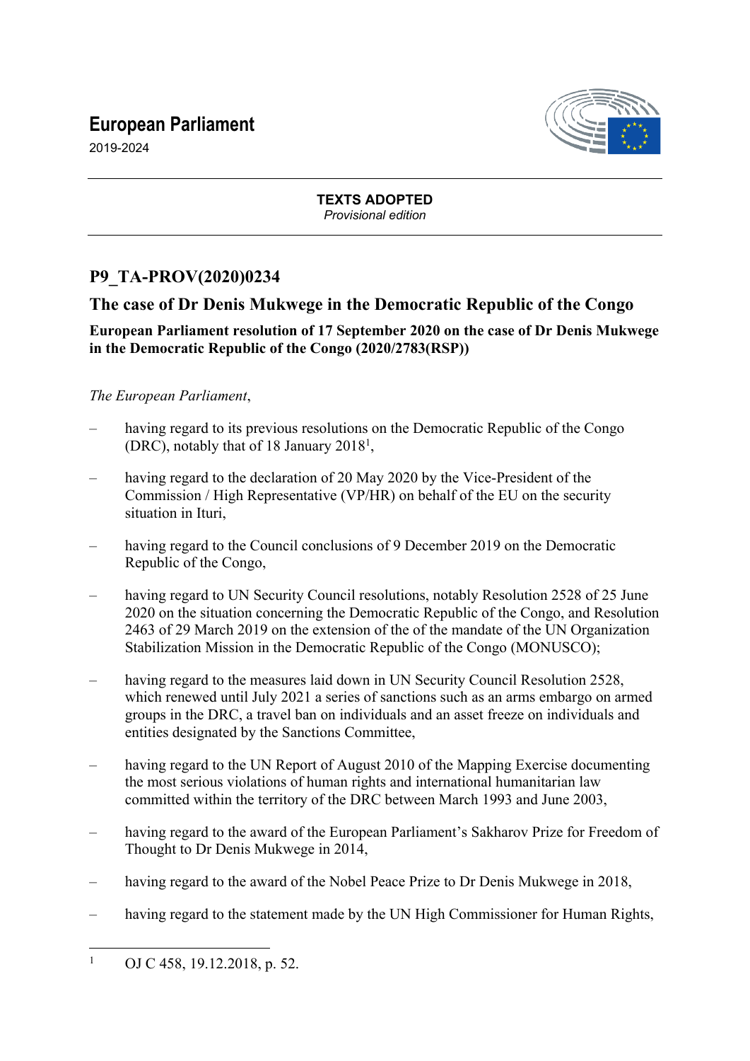# European Parliament

2019-2024

**TEXTS ADOPTED**
*Provisional edition*

## P9_TA-PROV(2020)0234

## The case of Dr Denis Mukwege in the Democratic Republic of the Congo

**European Parliament resolution of 17 September 2020 on the case of Dr Denis Mukwege in the Democratic Republic of the Congo (2020/2783(RSP))**

*The European Parliament*,

– having regard to its previous resolutions on the Democratic Republic of the Congo (DRC), notably that of 18 January 2018[1],

– having regard to the declaration of 20 May 2020 by the Vice-President of the Commission / High Representative (VP/HR) on behalf of the EU on the security situation in Ituri,

– having regard to the Council conclusions of 9 December 2019 on the Democratic Republic of the Congo,

– having regard to UN Security Council resolutions, notably Resolution 2528 of 25 June 2020 on the situation concerning the Democratic Republic of the Congo, and Resolution 2463 of 29 March 2019 on the extension of the of the mandate of the UN Organization Stabilization Mission in the Democratic Republic of the Congo (MONUSCO);

– having regard to the measures laid down in UN Security Council Resolution 2528, which renewed until July 2021 a series of sanctions such as an arms embargo on armed groups in the DRC, a travel ban on individuals and an asset freeze on individuals and entities designated by the Sanctions Committee,

– having regard to the UN Report of August 2010 of the Mapping Exercise documenting the most serious violations of human rights and international humanitarian law committed within the territory of the DRC between March 1993 and June 2003,

– having regard to the award of the European Parliament's Sakharov Prize for Freedom of Thought to Dr Denis Mukwege in 2014,

– having regard to the award of the Nobel Peace Prize to Dr Denis Mukwege in 2018,

– having regard to the statement made by the UN High Commissioner for Human Rights,

---

[1] OJ C 458, 19.12.2018, p. 52.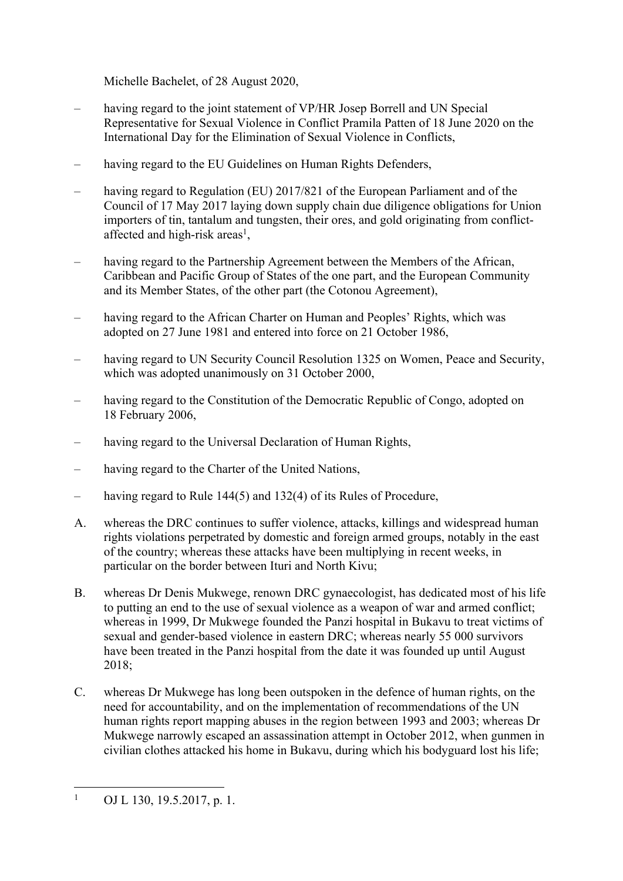Michelle Bachelet, of 28 August 2020,

– having regard to the joint statement of VP/HR Josep Borrell and UN Special Representative for Sexual Violence in Conflict Pramila Patten of 18 June 2020 on the International Day for the Elimination of Sexual Violence in Conflicts,

– having regard to the EU Guidelines on Human Rights Defenders,

– having regard to Regulation (EU) 2017/821 of the European Parliament and of the Council of 17 May 2017 laying down supply chain due diligence obligations for Union importers of tin, tantalum and tungsten, their ores, and gold originating from conflict-affected and high-risk areas[1],

– having regard to the Partnership Agreement between the Members of the African, Caribbean and Pacific Group of States of the one part, and the European Community and its Member States, of the other part (the Cotonou Agreement),

– having regard to the African Charter on Human and Peoples' Rights, which was adopted on 27 June 1981 and entered into force on 21 October 1986,

– having regard to UN Security Council Resolution 1325 on Women, Peace and Security, which was adopted unanimously on 31 October 2000,

– having regard to the Constitution of the Democratic Republic of Congo, adopted on 18 February 2006,

– having regard to the Universal Declaration of Human Rights,

– having regard to the Charter of the United Nations,

– having regard to Rule 144(5) and 132(4) of its Rules of Procedure,

A. whereas the DRC continues to suffer violence, attacks, killings and widespread human rights violations perpetrated by domestic and foreign armed groups, notably in the east of the country; whereas these attacks have been multiplying in recent weeks, in particular on the border between Ituri and North Kivu;

B. whereas Dr Denis Mukwege, renown DRC gynaecologist, has dedicated most of his life to putting an end to the use of sexual violence as a weapon of war and armed conflict; whereas in 1999, Dr Mukwege founded the Panzi hospital in Bukavu to treat victims of sexual and gender-based violence in eastern DRC; whereas nearly 55 000 survivors have been treated in the Panzi hospital from the date it was founded up until August 2018;

C. whereas Dr Mukwege has long been outspoken in the defence of human rights, on the need for accountability, and on the implementation of recommendations of the UN human rights report mapping abuses in the region between 1993 and 2003; whereas Dr Mukwege narrowly escaped an assassination attempt in October 2012, when gunmen in civilian clothes attacked his home in Bukavu, during which his bodyguard lost his life;

[1] OJ L 130, 19.5.2017, p. 1.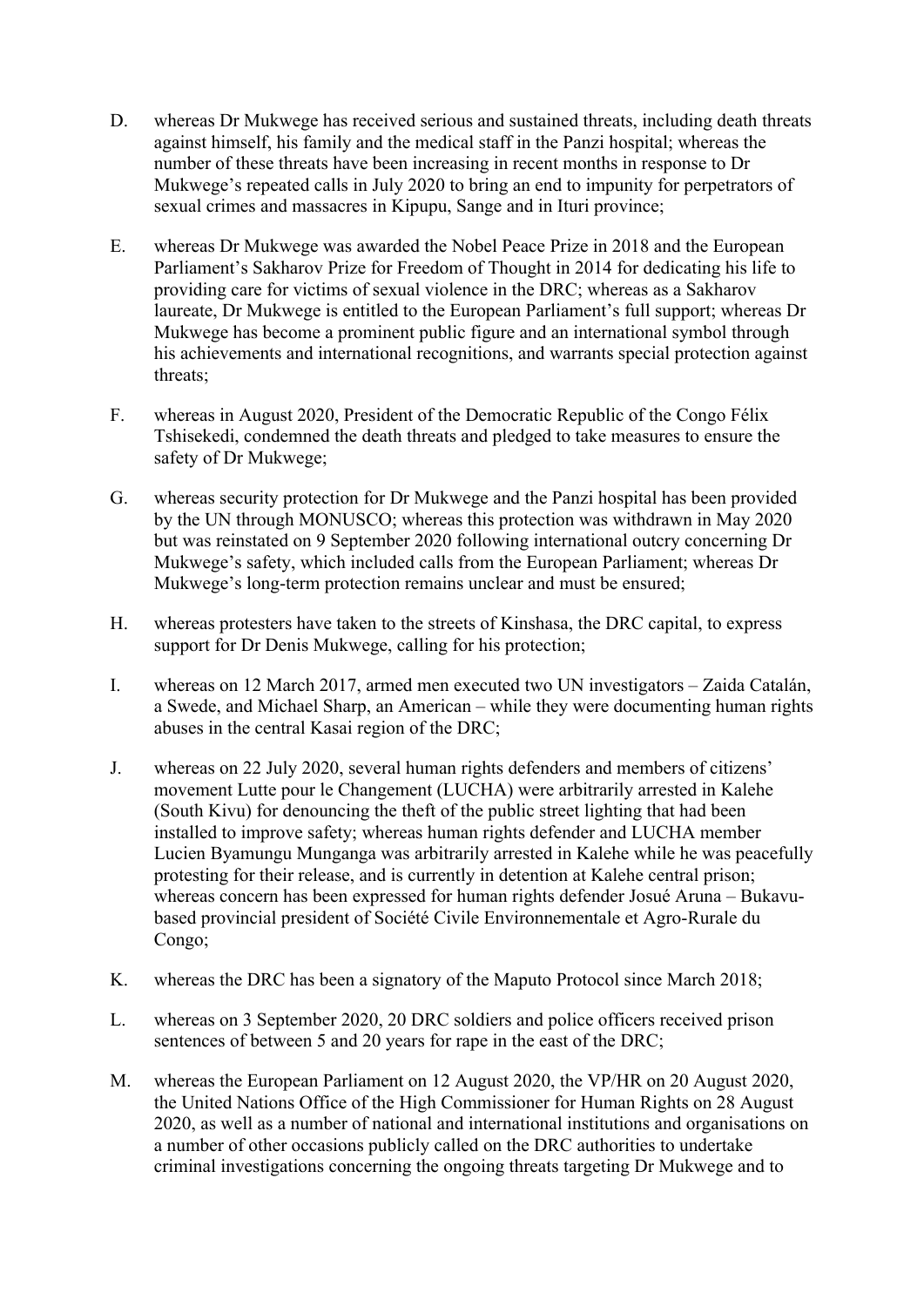D. whereas Dr Mukwege has received serious and sustained threats, including death threats against himself, his family and the medical staff in the Panzi hospital; whereas the number of these threats have been increasing in recent months in response to Dr Mukwege's repeated calls in July 2020 to bring an end to impunity for perpetrators of sexual crimes and massacres in Kipupu, Sange and in Ituri province;

E. whereas Dr Mukwege was awarded the Nobel Peace Prize in 2018 and the European Parliament's Sakharov Prize for Freedom of Thought in 2014 for dedicating his life to providing care for victims of sexual violence in the DRC; whereas as a Sakharov laureate, Dr Mukwege is entitled to the European Parliament's full support; whereas Dr Mukwege has become a prominent public figure and an international symbol through his achievements and international recognitions, and warrants special protection against threats;

F. whereas in August 2020, President of the Democratic Republic of the Congo Félix Tshisekedi, condemned the death threats and pledged to take measures to ensure the safety of Dr Mukwege;

G. whereas security protection for Dr Mukwege and the Panzi hospital has been provided by the UN through MONUSCO; whereas this protection was withdrawn in May 2020 but was reinstated on 9 September 2020 following international outcry concerning Dr Mukwege's safety, which included calls from the European Parliament; whereas Dr Mukwege's long-term protection remains unclear and must be ensured;

H. whereas protesters have taken to the streets of Kinshasa, the DRC capital, to express support for Dr Denis Mukwege, calling for his protection;

I. whereas on 12 March 2017, armed men executed two UN investigators – Zaida Catalán, a Swede, and Michael Sharp, an American – while they were documenting human rights abuses in the central Kasai region of the DRC;

J. whereas on 22 July 2020, several human rights defenders and members of citizens' movement Lutte pour le Changement (LUCHA) were arbitrarily arrested in Kalehe (South Kivu) for denouncing the theft of the public street lighting that had been installed to improve safety; whereas human rights defender and LUCHA member Lucien Byamungu Munganga was arbitrarily arrested in Kalehe while he was peacefully protesting for their release, and is currently in detention at Kalehe central prison; whereas concern has been expressed for human rights defender Josué Aruna – Bukavu-based provincial president of Société Civile Environnementale et Agro-Rurale du Congo;

K. whereas the DRC has been a signatory of the Maputo Protocol since March 2018;

L. whereas on 3 September 2020, 20 DRC soldiers and police officers received prison sentences of between 5 and 20 years for rape in the east of the DRC;

M. whereas the European Parliament on 12 August 2020, the VP/HR on 20 August 2020, the United Nations Office of the High Commissioner for Human Rights on 28 August 2020, as well as a number of national and international institutions and organisations on a number of other occasions publicly called on the DRC authorities to undertake criminal investigations concerning the ongoing threats targeting Dr Mukwege and to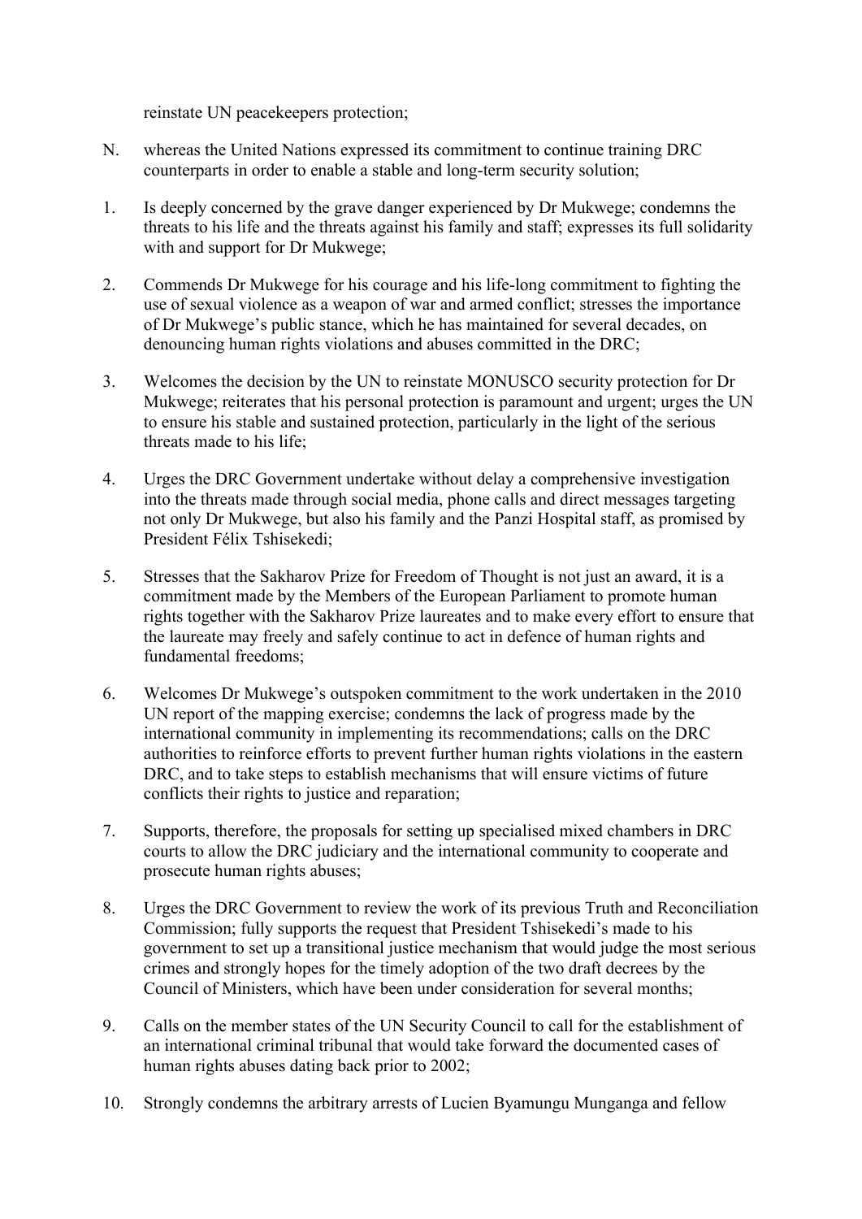reinstate UN peacekeepers protection;

N. whereas the United Nations expressed its commitment to continue training DRC counterparts in order to enable a stable and long-term security solution;

1. Is deeply concerned by the grave danger experienced by Dr Mukwege; condemns the threats to his life and the threats against his family and staff; expresses its full solidarity with and support for Dr Mukwege;

2. Commends Dr Mukwege for his courage and his life-long commitment to fighting the use of sexual violence as a weapon of war and armed conflict; stresses the importance of Dr Mukwege's public stance, which he has maintained for several decades, on denouncing human rights violations and abuses committed in the DRC;

3. Welcomes the decision by the UN to reinstate MONUSCO security protection for Dr Mukwege; reiterates that his personal protection is paramount and urgent; urges the UN to ensure his stable and sustained protection, particularly in the light of the serious threats made to his life;

4. Urges the DRC Government undertake without delay a comprehensive investigation into the threats made through social media, phone calls and direct messages targeting not only Dr Mukwege, but also his family and the Panzi Hospital staff, as promised by President Félix Tshisekedi;

5. Stresses that the Sakharov Prize for Freedom of Thought is not just an award, it is a commitment made by the Members of the European Parliament to promote human rights together with the Sakharov Prize laureates and to make every effort to ensure that the laureate may freely and safely continue to act in defence of human rights and fundamental freedoms;

6. Welcomes Dr Mukwege's outspoken commitment to the work undertaken in the 2010 UN report of the mapping exercise; condemns the lack of progress made by the international community in implementing its recommendations; calls on the DRC authorities to reinforce efforts to prevent further human rights violations in the eastern DRC, and to take steps to establish mechanisms that will ensure victims of future conflicts their rights to justice and reparation;

7. Supports, therefore, the proposals for setting up specialised mixed chambers in DRC courts to allow the DRC judiciary and the international community to cooperate and prosecute human rights abuses;

8. Urges the DRC Government to review the work of its previous Truth and Reconciliation Commission; fully supports the request that President Tshisekedi's made to his government to set up a transitional justice mechanism that would judge the most serious crimes and strongly hopes for the timely adoption of the two draft decrees by the Council of Ministers, which have been under consideration for several months;

9. Calls on the member states of the UN Security Council to call for the establishment of an international criminal tribunal that would take forward the documented cases of human rights abuses dating back prior to 2002;

10. Strongly condemns the arbitrary arrests of Lucien Byamungu Munganga and fellow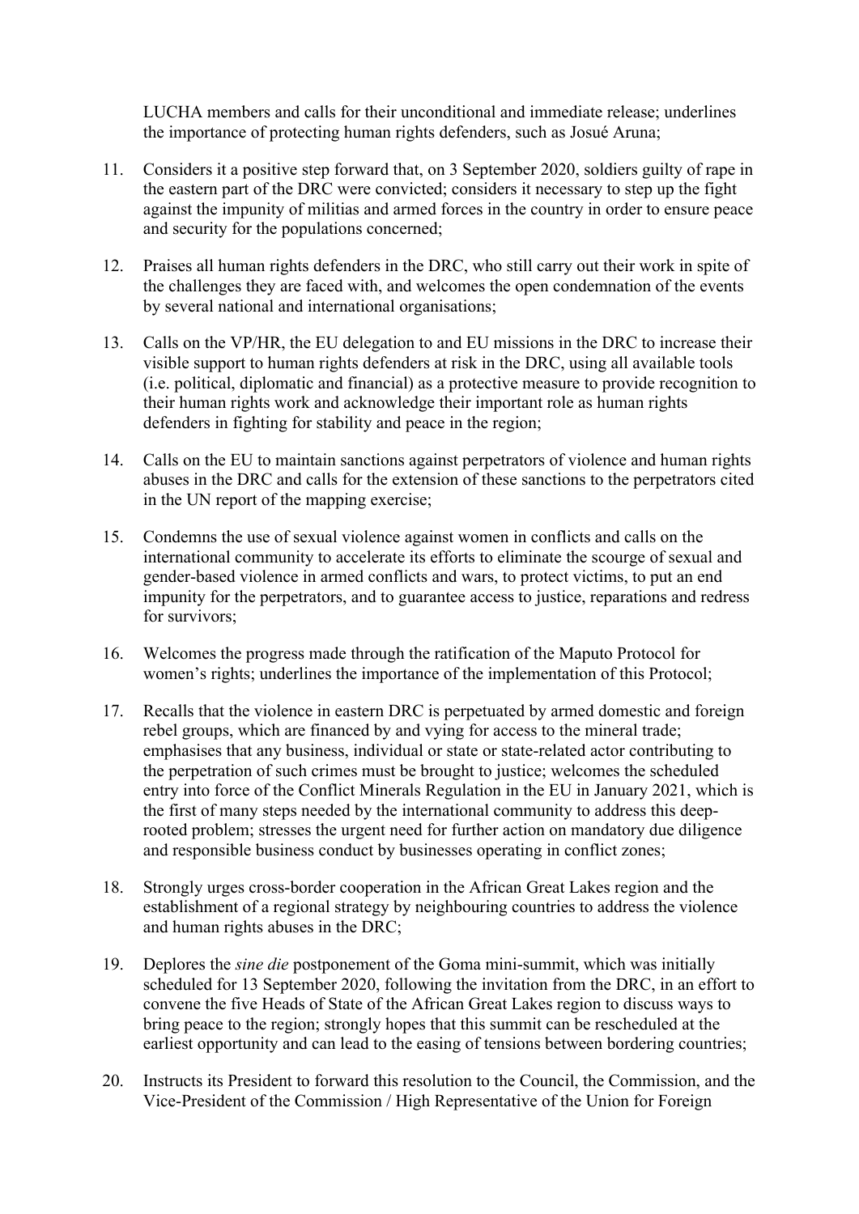LUCHA members and calls for their unconditional and immediate release; underlines the importance of protecting human rights defenders, such as Josué Aruna;

11. Considers it a positive step forward that, on 3 September 2020, soldiers guilty of rape in the eastern part of the DRC were convicted; considers it necessary to step up the fight against the impunity of militias and armed forces in the country in order to ensure peace and security for the populations concerned;

12. Praises all human rights defenders in the DRC, who still carry out their work in spite of the challenges they are faced with, and welcomes the open condemnation of the events by several national and international organisations;

13. Calls on the VP/HR, the EU delegation to and EU missions in the DRC to increase their visible support to human rights defenders at risk in the DRC, using all available tools (i.e. political, diplomatic and financial) as a protective measure to provide recognition to their human rights work and acknowledge their important role as human rights defenders in fighting for stability and peace in the region;

14. Calls on the EU to maintain sanctions against perpetrators of violence and human rights abuses in the DRC and calls for the extension of these sanctions to the perpetrators cited in the UN report of the mapping exercise;

15. Condemns the use of sexual violence against women in conflicts and calls on the international community to accelerate its efforts to eliminate the scourge of sexual and gender-based violence in armed conflicts and wars, to protect victims, to put an end impunity for the perpetrators, and to guarantee access to justice, reparations and redress for survivors;

16. Welcomes the progress made through the ratification of the Maputo Protocol for women's rights; underlines the importance of the implementation of this Protocol;

17. Recalls that the violence in eastern DRC is perpetuated by armed domestic and foreign rebel groups, which are financed by and vying for access to the mineral trade; emphasises that any business, individual or state or state-related actor contributing to the perpetration of such crimes must be brought to justice; welcomes the scheduled entry into force of the Conflict Minerals Regulation in the EU in January 2021, which is the first of many steps needed by the international community to address this deep-rooted problem; stresses the urgent need for further action on mandatory due diligence and responsible business conduct by businesses operating in conflict zones;

18. Strongly urges cross-border cooperation in the African Great Lakes region and the establishment of a regional strategy by neighbouring countries to address the violence and human rights abuses in the DRC;

19. Deplores the *sine die* postponement of the Goma mini-summit, which was initially scheduled for 13 September 2020, following the invitation from the DRC, in an effort to convene the five Heads of State of the African Great Lakes region to discuss ways to bring peace to the region; strongly hopes that this summit can be rescheduled at the earliest opportunity and can lead to the easing of tensions between bordering countries;

20. Instructs its President to forward this resolution to the Council, the Commission, and the Vice-President of the Commission / High Representative of the Union for Foreign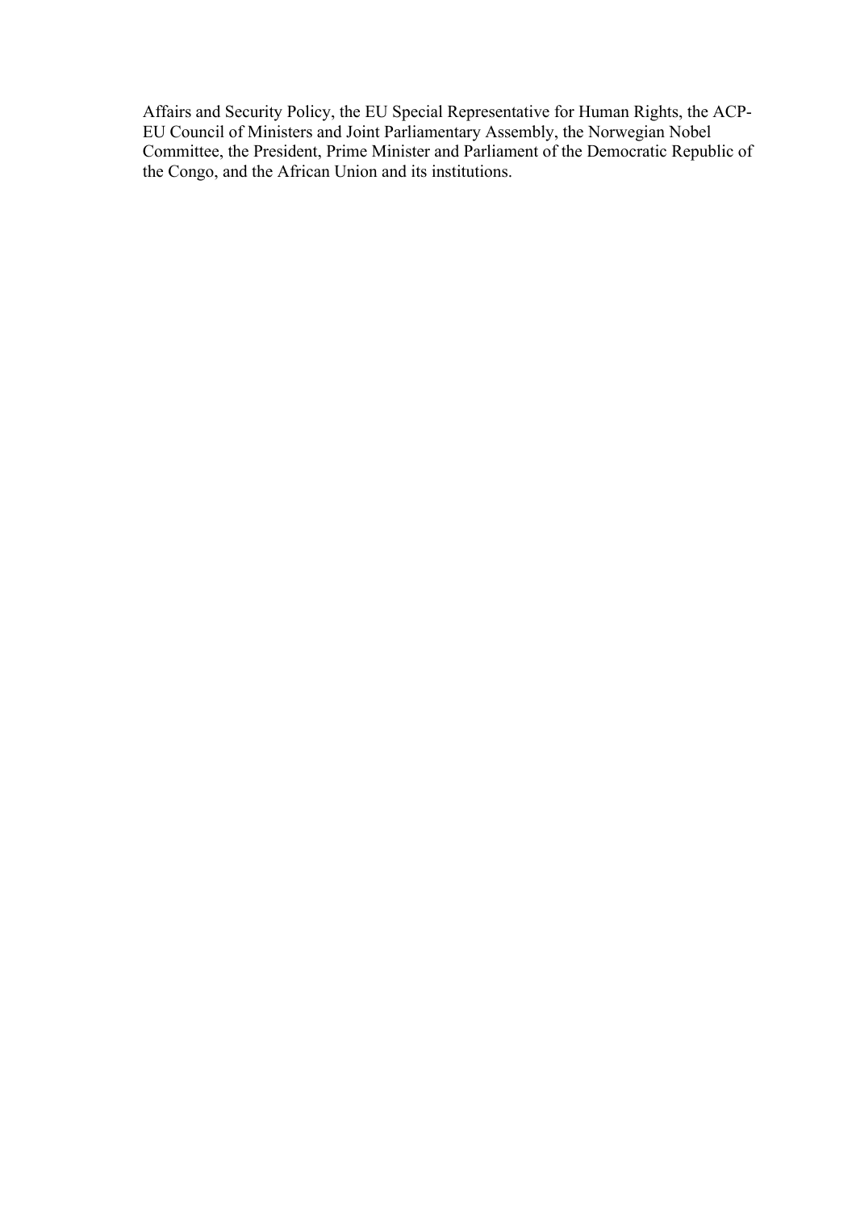Affairs and Security Policy, the EU Special Representative for Human Rights, the ACP-EU Council of Ministers and Joint Parliamentary Assembly, the Norwegian Nobel Committee, the President, Prime Minister and Parliament of the Democratic Republic of the Congo, and the African Union and its institutions.